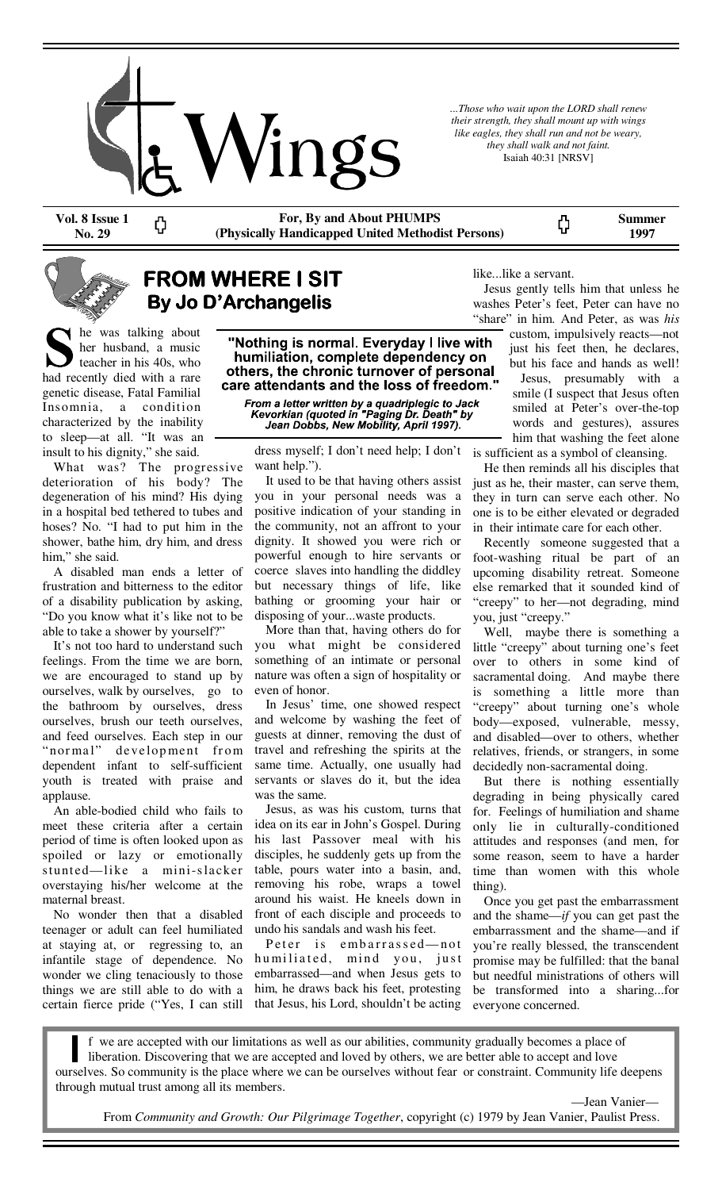# Wings

*...Those who wait upon the LORD shall renew their strength, they shall mount up with wings like eagles, they shall run and not be weary, they shall walk and not faint.*
Isaiah 40:31 [NRSV]

**Vol. 8 Issue 1 No. 29** | **For, By and About PHUMPS (Physically Handicapped United Methodist Persons)** | **Summer 1997**

## FROM WHERE I SIT
### By Jo D'Archangelis

She was talking about her husband, a music teacher in his 40s, who had recently died with a rare genetic disease, Fatal Familial Insomnia, a condition characterized by the inability to sleep—at all. "It was an insult to his dignity," she said.

**"Nothing is normal. Everyday I live with humiliation, complete dependency on others, the chronic turnover of personal care attendants and the loss of freedom."**

*From a letter written by a quadriplegic to Jack Kevorkian (quoted in "Paging Dr. Death" by Jean Dobbs, New Mobility, April 1997).*

What was? The progressive deterioration of his body? The degeneration of his mind? His dying in a hospital bed tethered to tubes and hoses? No. "I had to put him in the shower, bathe him, dry him, and dress him," she said.

A disabled man ends a letter of frustration and bitterness to the editor of a disability publication by asking, "Do you know what it's like not to be able to take a shower by yourself?"

It's not too hard to understand such feelings. From the time we are born, we are encouraged to stand up by ourselves, walk by ourselves, go to the bathroom by ourselves, dress ourselves, brush our teeth ourselves, and feed ourselves. Each step in our "normal" development from dependent infant to self-sufficient youth is treated with praise and applause.

An able-bodied child who fails to meet these criteria after a certain period of time is often looked upon as spoiled or lazy or emotionally stunted—like a mini-slacker overstaying his/her welcome at the maternal breast.

No wonder then that a disabled teenager or adult can feel humiliated at staying at, or regressing to, an infantile stage of dependence. No wonder we cling tenaciously to those things we are still able to do with a certain fierce pride ("Yes, I can still dress myself; I don't need help; I don't want help.").

It used to be that having others assist you in your personal needs was a positive indication of your standing in the community, not an affront to your dignity. It showed you were rich or powerful enough to hire servants or coerce slaves into handling the diddley but necessary things of life, like bathing or grooming your hair or disposing of your...waste products.

More than that, having others do for you what might be considered something of an intimate or personal nature was often a sign of hospitality or even of honor.

In Jesus' time, one showed respect and welcome by washing the feet of guests at dinner, removing the dust of travel and refreshing the spirits at the same time. Actually, one usually had servants or slaves do it, but the idea was the same.

Jesus, as was his custom, turns that idea on its ear in John's Gospel. During his last Passover meal with his disciples, he suddenly gets up from the table, pours water into a basin, and, removing his robe, wraps a towel around his waist. He kneels down in front of each disciple and proceeds to undo his sandals and wash his feet.

Peter is embarrassed—not humiliated, mind you, just embarrassed—and when Jesus gets to him, he draws back his feet, protesting that Jesus, his Lord, shouldn't be acting like...like a servant.

Jesus gently tells him that unless he washes Peter's feet, Peter can have no "share" in him. And Peter, as was *his* custom, impulsively reacts—not just his feet then, he declares, but his face and hands as well!

Jesus, presumably with a smile (I suspect that Jesus often smiled at Peter's over-the-top words and gestures), assures him that washing the feet alone is sufficient as a symbol of cleansing.

He then reminds all his disciples that just as he, their master, can serve them, they in turn can serve each other. No one is to be either elevated or degraded in their intimate care for each other.

Recently someone suggested that a foot-washing ritual be part of an upcoming disability retreat. Someone else remarked that it sounded kind of "creepy" to her—not degrading, mind you, just "creepy."

Well, maybe there is something a little "creepy" about turning one's feet over to others in some kind of sacramental doing. And maybe there is something a little more than "creepy" about turning one's whole body—exposed, vulnerable, messy, and disabled—over to others, whether relatives, friends, or strangers, in some decidedly non-sacramental doing.

But there is nothing essentially degrading in being physically cared for. Feelings of humiliation and shame only lie in culturally-conditioned attitudes and responses (and men, for some reason, seem to have a harder time than women with this whole thing).

Once you get past the embarrassment and the shame—*if* you can get past the embarrassment and the shame—and if you're really blessed, the transcendent promise may be fulfilled: that the banal but needful ministrations of others will be transformed into a sharing...for everyone concerned.

---

If we are accepted with our limitations as well as our abilities, community gradually becomes a place of liberation. Discovering that we are accepted and loved by others, we are better able to accept and love ourselves. So community is the place where we can be ourselves without fear or constraint. Community life deepens through mutual trust among all its members.

—Jean Vanier—

From *Community and Growth: Our Pilgrimage Together*, copyright (c) 1979 by Jean Vanier, Paulist Press.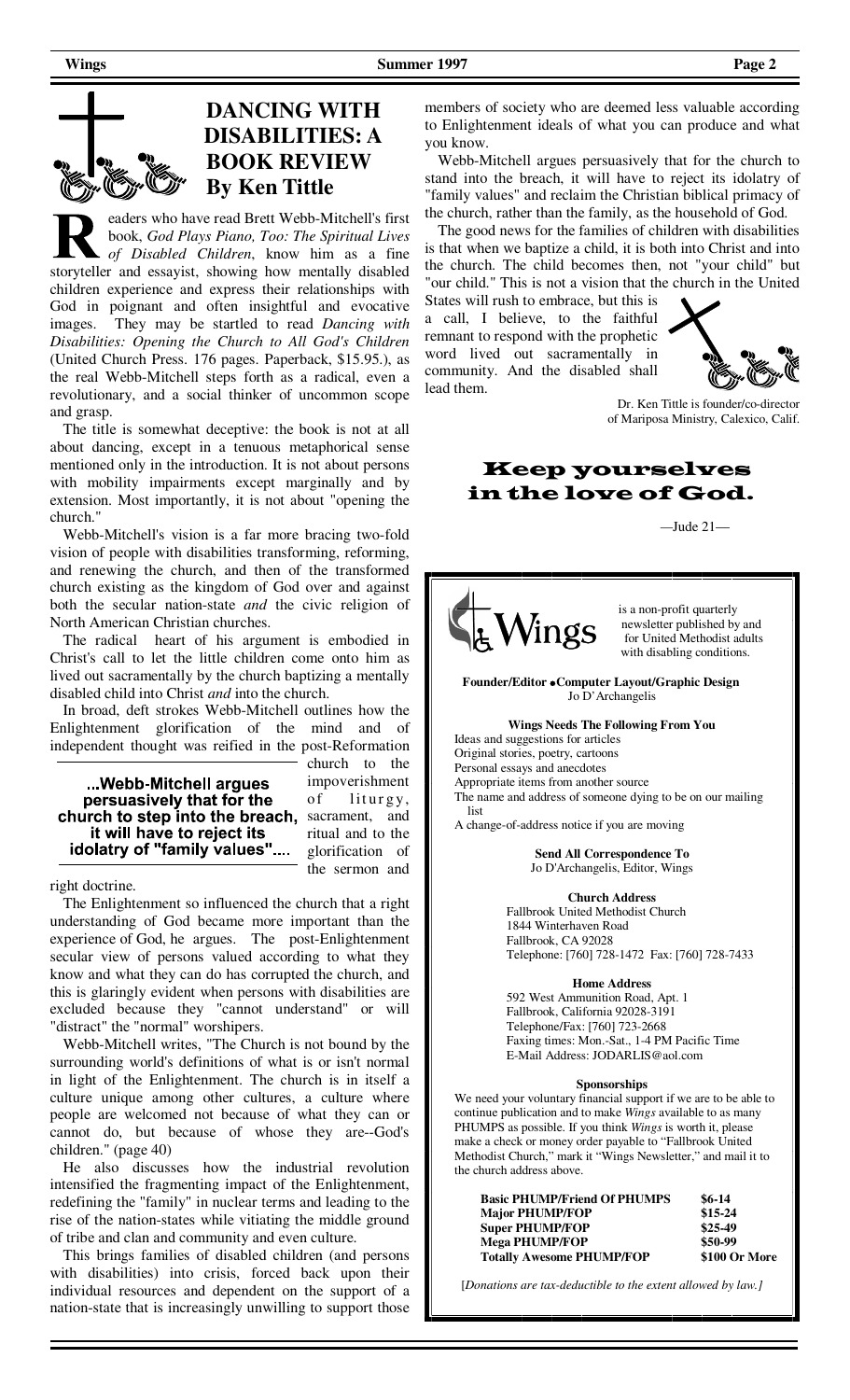# DANCING WITH DISABILITIES: A BOOK REVIEW

## By Ken Tittle

Readers who have read Brett Webb-Mitchell's first book, *God Plays Piano, Too: The Spiritual Lives of Disabled Children*, know him as a fine storyteller and essayist, showing how mentally disabled children experience and express their relationships with God in poignant and often insightful and evocative images. They may be startled to read *Dancing with Disabilities: Opening the Church to All God's Children* (United Church Press. 176 pages. Paperback, $15.95.), as the real Webb-Mitchell steps forth as a radical, even a revolutionary, and a social thinker of uncommon scope and grasp.

The title is somewhat deceptive: the book is not at all about dancing, except in a tenuous metaphorical sense mentioned only in the introduction. It is not about persons with mobility impairments except marginally and by extension. Most importantly, it is not about "opening the church."

Webb-Mitchell's vision is a far more bracing two-fold vision of people with disabilities transforming, reforming, and renewing the church, and then of the transformed church existing as the kingdom of God over and against both the secular nation-state *and* the civic religion of North American Christian churches.

The radical heart of his argument is embodied in Christ's call to let the little children come onto him as lived out sacramentally by the church baptizing a mentally disabled child into Christ *and* into the church.

In broad, deft strokes Webb-Mitchell outlines how the Enlightenment glorification of the mind and of independent thought was reified in the post-Reformation church to the impoverishment of liturgy, sacrament, and ritual and to the glorification of the sermon and right doctrine.

> **...Webb-Mitchell argues persuasively that for the church to step into the breach, it will have to reject its idolatry of "family values"....**

The Enlightenment so influenced the church that a right understanding of God became more important than the experience of God, he argues. The post-Enlightenment secular view of persons valued according to what they know and what they can do has corrupted the church, and this is glaringly evident when persons with disabilities are excluded because they "cannot understand" or will "distract" the "normal" worshipers.

Webb-Mitchell writes, "The Church is not bound by the surrounding world's definitions of what is or isn't normal in light of the Enlightenment. The church is in itself a culture unique among other cultures, a culture where people are welcomed not because of what they can or cannot do, but because of whose they are--God's children." (page 40)

He also discusses how the industrial revolution intensified the fragmenting impact of the Enlightenment, redefining the "family" in nuclear terms and leading to the rise of the nation-states while vitiating the middle ground of tribe and clan and community and even culture.

This brings families of disabled children (and persons with disabilities) into crisis, forced back upon their individual resources and dependent on the support of a nation-state that is increasingly unwilling to support those members of society who are deemed less valuable according to Enlightenment ideals of what you can produce and what you know.

Webb-Mitchell argues persuasively that for the church to stand into the breach, it will have to reject its idolatry of "family values" and reclaim the Christian biblical primacy of the church, rather than the family, as the household of God.

The good news for the families of children with disabilities is that when we baptize a child, it is both into Christ and into the church. The child becomes then, not "your child" but "our child." This is not a vision that the church in the United States will rush to embrace, but this is a call, I believe, to the faithful remnant to respond with the prophetic word lived out sacramentally in community. And the disabled shall lead them.

Dr. Ken Tittle is founder/co-director of Mariposa Ministry, Calexico, Calif.

---

**Keep yourselves in the love of God.**

—Jude 21—

---

**Wings** is a non-profit quarterly newsletter published by and for United Methodist adults with disabling conditions.

**Founder/Editor • Computer Layout/Graphic Design**
Jo D'Archangelis

**Wings Needs The Following From You**

- Ideas and suggestions for articles
- Original stories, poetry, cartoons
- Personal essays and anecdotes
- Appropriate items from another source
- The name and address of someone dying to be on our mailing list
- A change-of-address notice if you are moving

**Send All Correspondence To**
Jo D'Archangelis, Editor, Wings

**Church Address**
Fallbrook United Methodist Church
1844 Winterhaven Road
Fallbrook, CA 92028
Telephone: [760] 728-1472 Fax: [760] 728-7433

**Home Address**
592 West Ammunition Road, Apt. 1
Fallbrook, California 92028-3191
Telephone/Fax: [760] 723-2668
Faxing times: Mon.-Sat., 1-4 PM Pacific Time
E-Mail Address: JODARLIS@aol.com

**Sponsorships**

We need your voluntary financial support if we are to be able to continue publication and to make *Wings* available to as many PHUMPS as possible. If you think *Wings* is worth it, please make a check or money order payable to "Fallbrook United Methodist Church," mark it "Wings Newsletter," and mail it to the church address above.

| | |
|---|---|
| **Basic PHUMP/Friend Of PHUMPS** | **$6-14** |
| **Major PHUMP/FOP** | **$15-24** |
| **Super PHUMP/FOP** | **$25-49** |
| **Mega PHUMP/FOP** | **$50-99** |
| **Totally Awesome PHUMP/FOP** | **$100 Or More** |

[*Donations are tax-deductible to the extent allowed by law.*]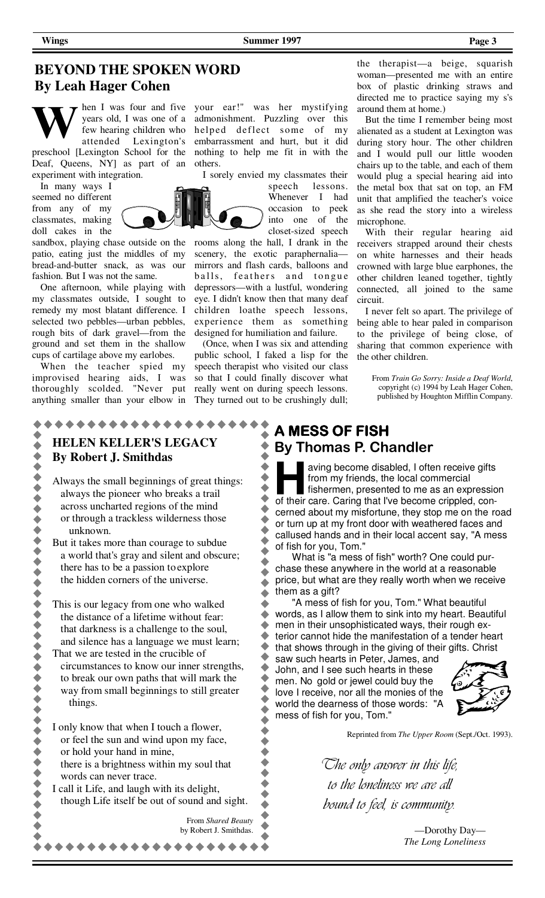## BEYOND THE SPOKEN WORD
## By Leah Hager Cohen

When I was four and five years old, I was one of a few hearing children who attended Lexington's preschool [Lexington School for the Deaf, Queens, NY] as part of an experiment with integration.

In many ways I seemed no different from any of my classmates, making doll cakes in the sandbox, playing chase outside on the patio, eating just the middles of my bread-and-butter snack, as was our fashion. But I was not the same.

One afternoon, while playing with my classmates outside, I sought to remedy my most blatant difference. I selected two pebbles—urban pebbles, rough bits of dark gravel—from the ground and set them in the shallow cups of cartilage above my earlobes.

When the teacher spied my improvised hearing aids, I was thoroughly scolded. "Never put anything smaller than your elbow in your ear!" was her mystifying admonishment. Puzzling over this helped deflect some of my embarrassment and hurt, but it did nothing to help me fit in with the others.

I sorely envied my classmates their speech lessons. Whenever I had occasion to peek into one of the closet-sized speech rooms along the hall, I drank in the scenery, the exotic paraphernalia—mirrors and flash cards, balloons and balls, feathers and tongue depressors—with a lustful, wondering eye. I didn't know then that many deaf children loathe speech lessons, experience them as something designed for humiliation and failure.

(Once, when I was six and attending public school, I faked a lisp for the speech therapist who visited our class so that I could finally discover what really went on during speech lessons. They turned out to be crushingly dull; the therapist—a beige, squarish woman—presented me with an entire box of plastic drinking straws and directed me to practice saying my s's around them at home.)

But the time I remember being most alienated as a student at Lexington was during story hour. The other children and I would pull our little wooden chairs up to the table, and each of them would plug a special hearing aid into the metal box that sat on top, an FM unit that amplified the teacher's voice as she read the story into a wireless microphone.

With their regular hearing aid receivers strapped around their chests on white harnesses and their heads crowned with large blue earphones, the other children leaned together, tightly connected, all joined to the same circuit.

I never felt so apart. The privilege of being able to hear paled in comparison to the privilege of being close, of sharing that common experience with the other children.

From *Train Go Sorry: Inside a Deaf World*, copyright (c) 1994 by Leah Hager Cohen, published by Houghton Mifflin Company.

## HELEN KELLER'S LEGACY
## By Robert J. Smithdas

Always the small beginnings of great things:
always the pioneer who breaks a trail
across uncharted regions of the mind
or through a trackless wilderness those
unknown.
But it takes more than courage to subdue
a world that's gray and silent and obscure;
there has to be a passion to explore
the hidden corners of the universe.

This is our legacy from one who walked
the distance of a lifetime without fear:
that darkness is a challenge to the soul,
and silence has a language we must learn;
That we are tested in the crucible of
circumstances to know our inner strengths,
to break our own paths that will mark the
way from small beginnings to still greater
things.

I only know that when I touch a flower,
or feel the sun and wind upon my face,
or hold your hand in mine,
there is a brightness within my soul that
words can never trace.
I call it Life, and laugh with its delight,
though Life itself be out of sound and sight.

From *Shared Beauty* by Robert J. Smithdas.

## A MESS OF FISH
## By Thomas P. Chandler

Having become disabled, I often receive gifts from my friends, the local commercial fishermen, presented to me as an expression of their care. Caring that I've become crippled, concerned about my misfortune, they stop me on the road or turn up at my front door with weathered faces and callused hands and in their local accent say, "A mess of fish for you, Tom."

What is "a mess of fish" worth? One could purchase these anywhere in the world at a reasonable price, but what are they really worth when we receive them as a gift?

"A mess of fish for you, Tom." What beautiful words, as I allow them to sink into my heart. Beautiful men in their unsophisticated ways, their rough exterior cannot hide the manifestation of a tender heart that shows through in the giving of their gifts. Christ saw such hearts in Peter, James, and John, and I see such hearts in these men. No gold or jewel could buy the love I receive, nor all the monies of the world the dearness of those words: "A mess of fish for you, Tom."

Reprinted from *The Upper Room* (Sept./Oct. 1993).

*The only answer in this life, to the loneliness we are all bound to feel, is community.*

—Dorothy Day—
*The Long Loneliness*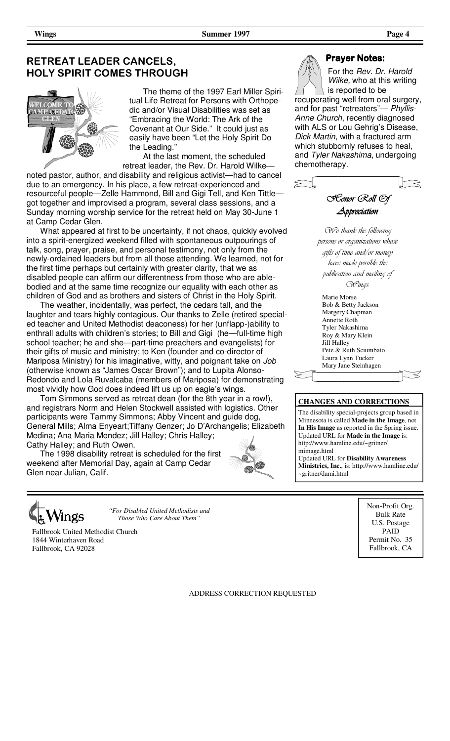## RETREAT LEADER CANCELS, HOLY SPIRIT COMES THROUGH

The theme of the 1997 Earl Miller Spiritual Life Retreat for Persons with Orthopedic and/or Visual Disabilities was set as "Embracing the World: The Ark of the Covenant at Our Side." It could just as easily have been "Let the Holy Spirit Do the Leading."

At the last moment, the scheduled retreat leader, the Rev. Dr. Harold Wilke—noted pastor, author, and disability and religious activist—had to cancel due to an emergency. In his place, a few retreat-experienced and resourceful people—Zelle Hammond, Bill and Gigi Tell, and Ken Tittle—got together and improvised a program, several class sessions, and a Sunday morning worship service for the retreat held on May 30-June 1 at Camp Cedar Glen.

What appeared at first to be uncertainty, if not chaos, quickly evolved into a spirit-energized weekend filled with spontaneous outpourings of talk, song, prayer, praise, and personal testimony, not only from the newly-ordained leaders but from all those attending. We learned, not for the first time perhaps but certainly with greater clarity, that we as disabled people can affirm our differentness from those who are able-bodied and at the same time recognize our equality with each other as children of God and as brothers and sisters of Christ in the Holy Spirit.

The weather, incidentally, was perfect, the cedars tall, and the laughter and tears highly contagious. Our thanks to Zelle (retired special-ed teacher and United Methodist deaconess) for her (unflapp-)ability to enthrall adults with children's stories; to Bill and Gigi (he—full-time high school teacher; he and she—part-time preachers and evangelists) for their gifts of music and ministry; to Ken (founder and co-director of Mariposa Ministry) for his imaginative, witty, and poignant take on *Job* (otherwise known as "James Oscar Brown"); and to Lupita Alonso-Redondo and Lola Ruvalcaba (members of Mariposa) for demonstrating most vividly how God does indeed lift us up on eagle's wings.

Tom Simmons served as retreat dean (for the 8th year in a row!), and registrars Norm and Helen Stockwell assisted with logistics. Other participants were Tammy Simmons; Abby Vincent and guide dog, General Mills; Alma Enyeart;Tiffany Genzer; Jo D'Archangelis; Elizabeth Medina; Ana Maria Mendez; Jill Halley; Chris Halley; Cathy Halley; and Ruth Owen.

The 1998 disability retreat is scheduled for the first weekend after Memorial Day, again at Camp Cedar Glen near Julian, Calif.

### Prayer Notes:

For the *Rev. Dr. Harold Wilke,* who at this writing is reported to be recuperating well from oral surgery, and for past "retreaters"— *Phyllis-Anne Church*, recently diagnosed with ALS or Lou Gehrig's Disease, *Dick Martin*, with a fractured arm which stubbornly refuses to heal, and *Tyler Nakashima*, undergoing chemotherapy.

### *Honor Roll Of Appreciation*

*We thank the following persons or organizations whose gifts of time and/or money have made possible the publication and mailing of Wings.*

Marie Morse
Bob & Betty Jackson
Margery Chapman
Annette Roth
Tyler Nakashima
Roy & Mary Klein
Jill Halley
Pete & Ruth Sciumbato
Laura Lynn Tucker
Mary Jane Steinhagen

### CHANGES AND CORRECTIONS

The disability special-projects group based in Minnesota is called **Made in the Image**, not **In His Image** as reported in the Spring issue. Updated URL for **Made in the Image** is: http://www.hamline.edu/~gritner/mimage.html

Updated URL for **Disability Awareness Ministries, Inc.**, is: http://www.hamline.edu/~gritner/dami.html

---

**Wings**

*"For Disabled United Methodists and Those Who Care About Them"*

Fallbrook United Methodist Church
1844 Winterhaven Road
Fallbrook, CA 92028

Non-Profit Org.
Bulk Rate
U.S. Postage
PAID
Permit No. 35
Fallbrook, CA

ADDRESS CORRECTION REQUESTED